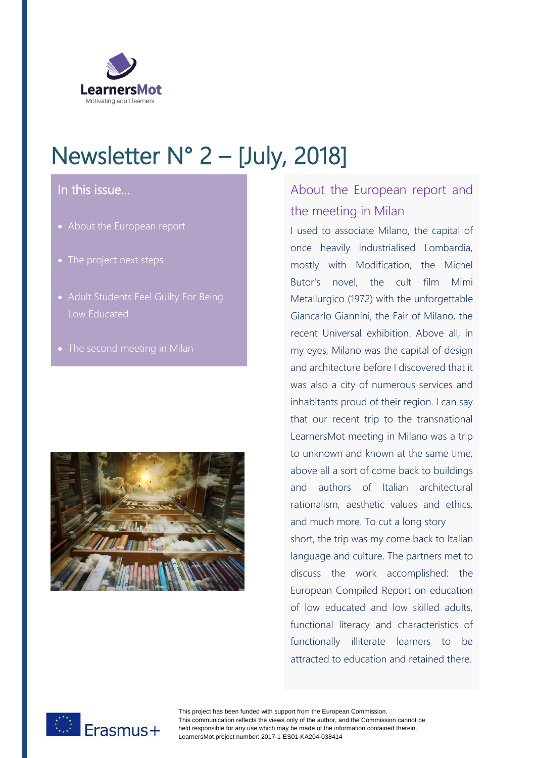LearnersMot
Motivating adult learners

# Newsletter N° 2 – [July, 2018]

## In this issue…

- About the European report
- The project next steps
- Adult Students Feel Guilty For Being Low Educated
- The second meeting in Milan

## About the European report and the meeting in Milan

I used to associate Milano, the capital of once heavily industrialised Lombardia, mostly with Modification, the Michel Butor's novel, the cult film Mimi Metallurgico (1972) with the unforgettable Giancarlo Giannini, the Fair of Milano, the recent Universal exhibition. Above all, in my eyes, Milano was the capital of design and architecture before I discovered that it was also a city of numerous services and inhabitants proud of their region. I can say that our recent trip to the transnational LearnersMot meeting in Milano was a trip to unknown and known at the same time, above all a sort of come back to buildings and authors of Italian architectural rationalism, aesthetic values and ethics, and much more. To cut a long story short, the trip was my come back to Italian language and culture. The partners met to discuss the work accomplished: the European Compiled Report on education of low educated and low skilled adults, functional literacy and characteristics of functionally illiterate learners to be attracted to education and retained there.

Erasmus+

This project has been funded with support from the European Commission.
This communication reflects the views only of the author, and the Commission cannot be held responsible for any use which may be made of the information contained therein.
LearnersMot project number: 2017-1-ES01-KA204-038414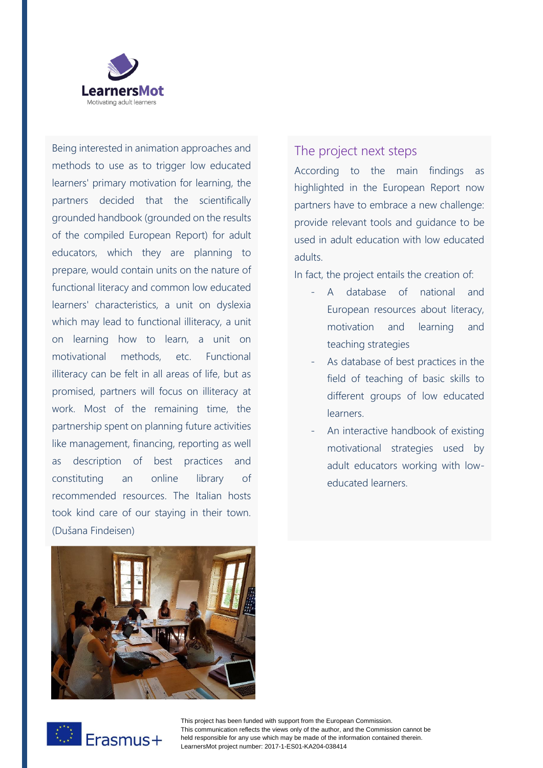Being interested in animation approaches and methods to use as to trigger low educated learners' primary motivation for learning, the partners decided that the scientifically grounded handbook (grounded on the results of the compiled European Report) for adult educators, which they are planning to prepare, would contain units on the nature of functional literacy and common low educated learners' characteristics, a unit on dyslexia which may lead to functional illiteracy, a unit on learning how to learn, a unit on motivational methods, etc. Functional illiteracy can be felt in all areas of life, but as promised, partners will focus on illiteracy at work. Most of the remaining time, the partnership spent on planning future activities like management, financing, reporting as well as description of best practices and constituting an online library of recommended resources. The Italian hosts took kind care of our staying in their town. (Dušana Findeisen)

## The project next steps

According to the main findings as highlighted in the European Report now partners have to embrace a new challenge: provide relevant tools and guidance to be used in adult education with low educated adults.

In fact, the project entails the creation of:

- A database of national and European resources about literacy, motivation and learning and teaching strategies
- As database of best practices in the field of teaching of basic skills to different groups of low educated learners.
- An interactive handbook of existing motivational strategies used by adult educators working with low-educated learners.

This project has been funded with support from the European Commission.
This communication reflects the views only of the author, and the Commission cannot be held responsible for any use which may be made of the information contained therein.
LearnersMot project number: 2017-1-ES01-KA204-038414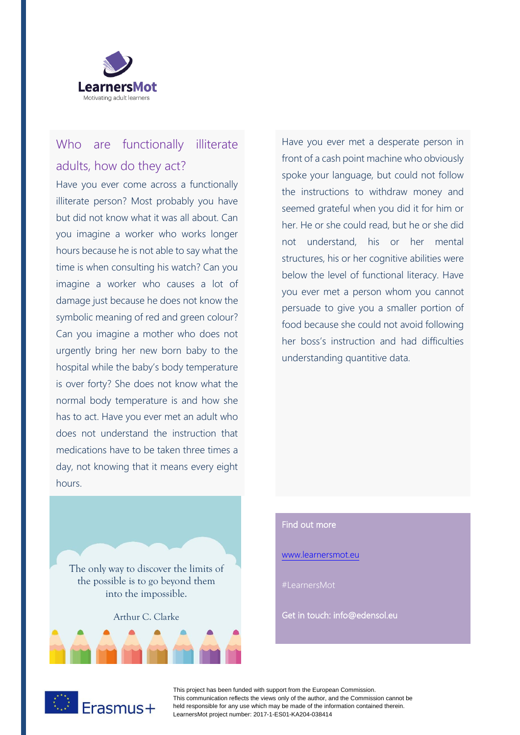LearnersMot

Motivating adult learners

## Who are functionally illiterate adults, how do they act?

Have you ever come across a functionally illiterate person? Most probably you have but did not know what it was all about. Can you imagine a worker who works longer hours because he is not able to say what the time is when consulting his watch? Can you imagine a worker who causes a lot of damage just because he does not know the symbolic meaning of red and green colour? Can you imagine a mother who does not urgently bring her new born baby to the hospital while the baby's body temperature is over forty? She does not know what the normal body temperature is and how she has to act. Have you ever met an adult who does not understand the instruction that medications have to be taken three times a day, not knowing that it means every eight hours.

Have you ever met a desperate person in front of a cash point machine who obviously spoke your language, but could not follow the instructions to withdraw money and seemed grateful when you did it for him or her. He or she could read, but he or she did not understand, his or her mental structures, his or her cognitive abilities were below the level of functional literacy. Have you ever met a person whom you cannot persuade to give you a smaller portion of food because she could not avoid following her boss's instruction and had difficulties understanding quantitive data.

The only way to discover the limits of the possible is to go beyond them into the impossible.

Arthur C. Clarke

Find out more

www.learnersmot.eu

#LearnersMot

Get in touch: info@edensol.eu

Erasmus+

This project has been funded with support from the European Commission.
This communication reflects the views only of the author, and the Commission cannot be held responsible for any use which may be made of the information contained therein.
LearnersMot project number: 2017-1-ES01-KA204-038414